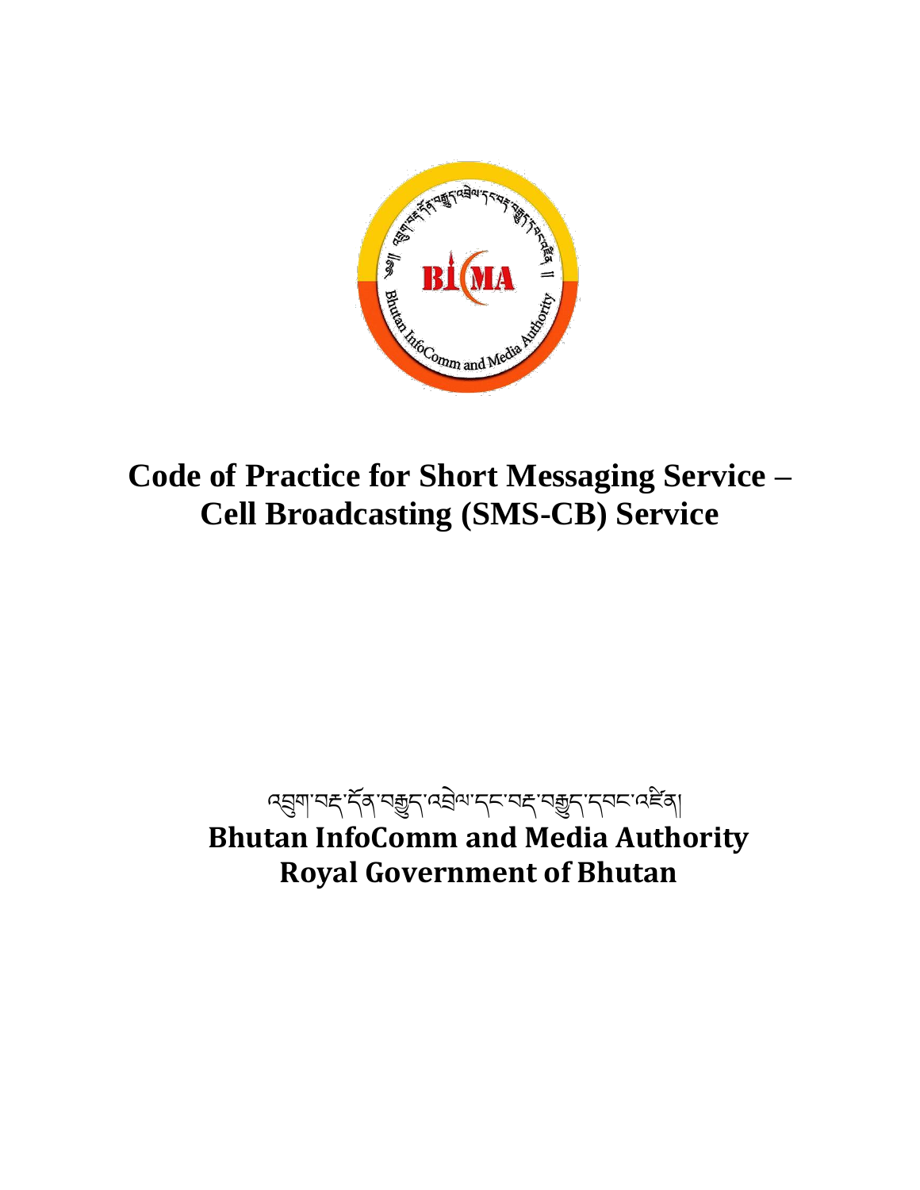# Code of Practice for Short Messaging Service – Cell Broadcasting (SMS-CB) Service

འབྲུག་བརྡ་དོན་བརྒྱུད་འབྲེལ་དང་བརྡ་བརྒྱུད་དབང་འཛིན།

**Bhutan InfoComm and Media Authority**

**Royal Government of Bhutan**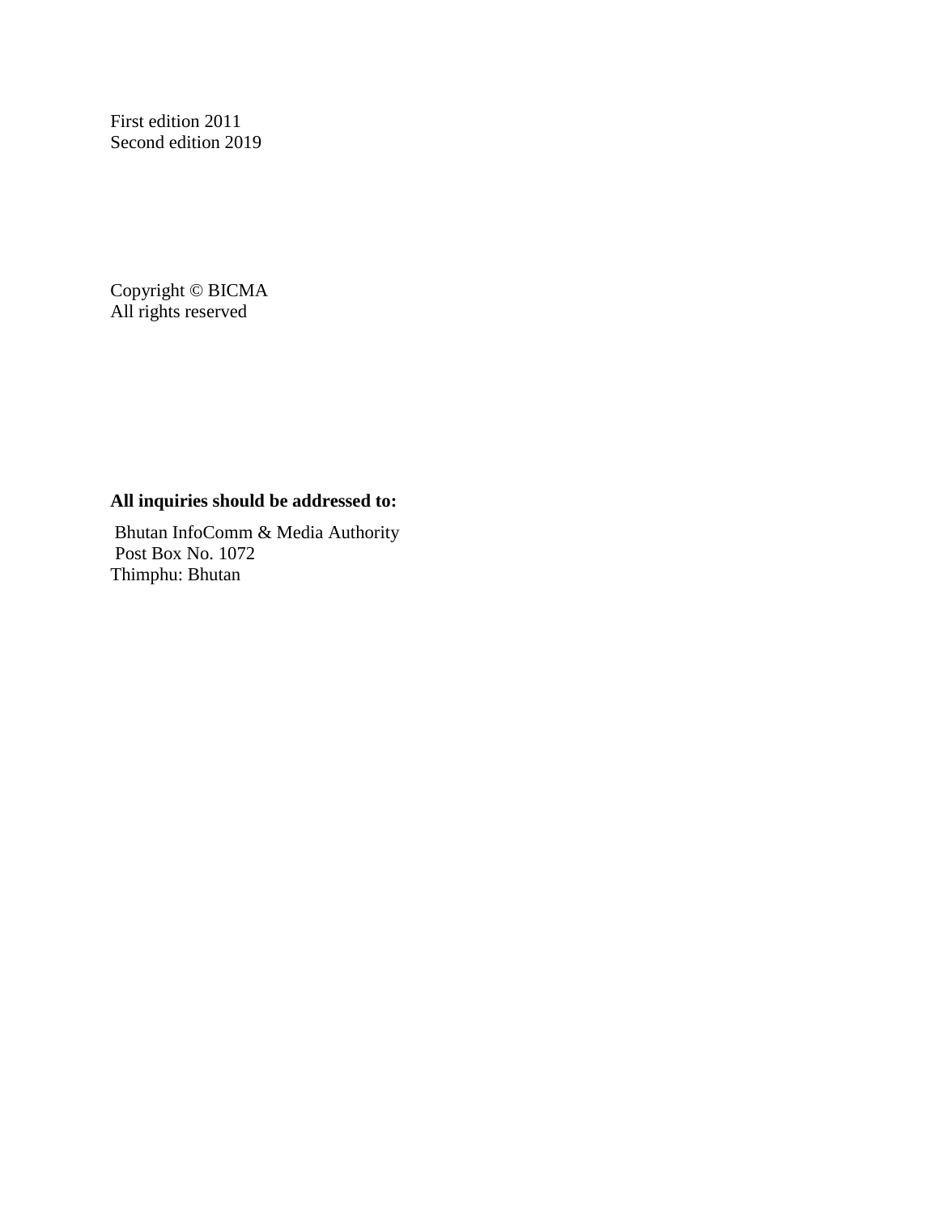First edition 2011
Second edition 2019

Copyright © BICMA
All rights reserved

**All inquiries should be addressed to:**

Bhutan InfoComm & Media Authority
Post Box No. 1072
Thimphu: Bhutan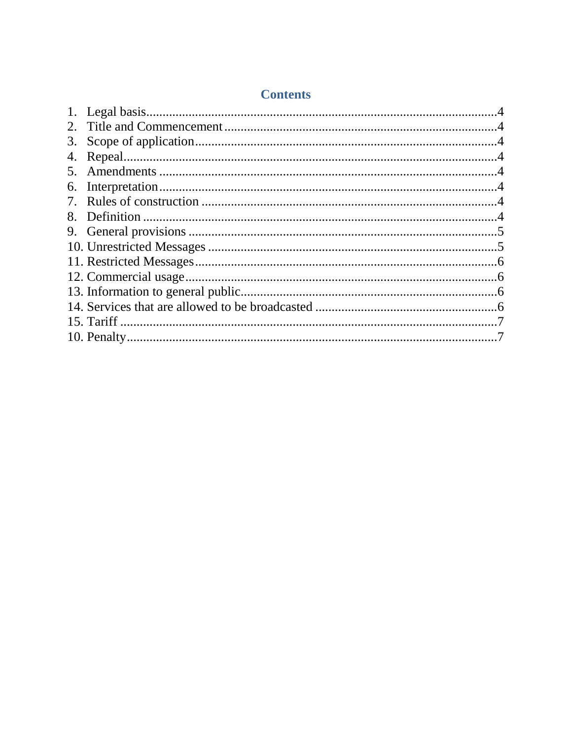## Contents

1. Legal basis....................................................................................................4
2. Title and Commencement...................................................................................4
3. Scope of application.......................................................................................4
4. Repeal...........................................................................................................4
5. Amendments ...................................................................................................4
6. Interpretation.................................................................................................4
7. Rules of construction ......................................................................................4
8. Definition ......................................................................................................4
9. General provisions ..........................................................................................5
10. Unrestricted Messages ....................................................................................5
11. Restricted Messages.......................................................................................6
12. Commercial usage..........................................................................................6
13. Information to general public...........................................................................6
14. Services that are allowed to be broadcasted .....................................................6
15. Tariff ...........................................................................................................7
10. Penalty.........................................................................................................7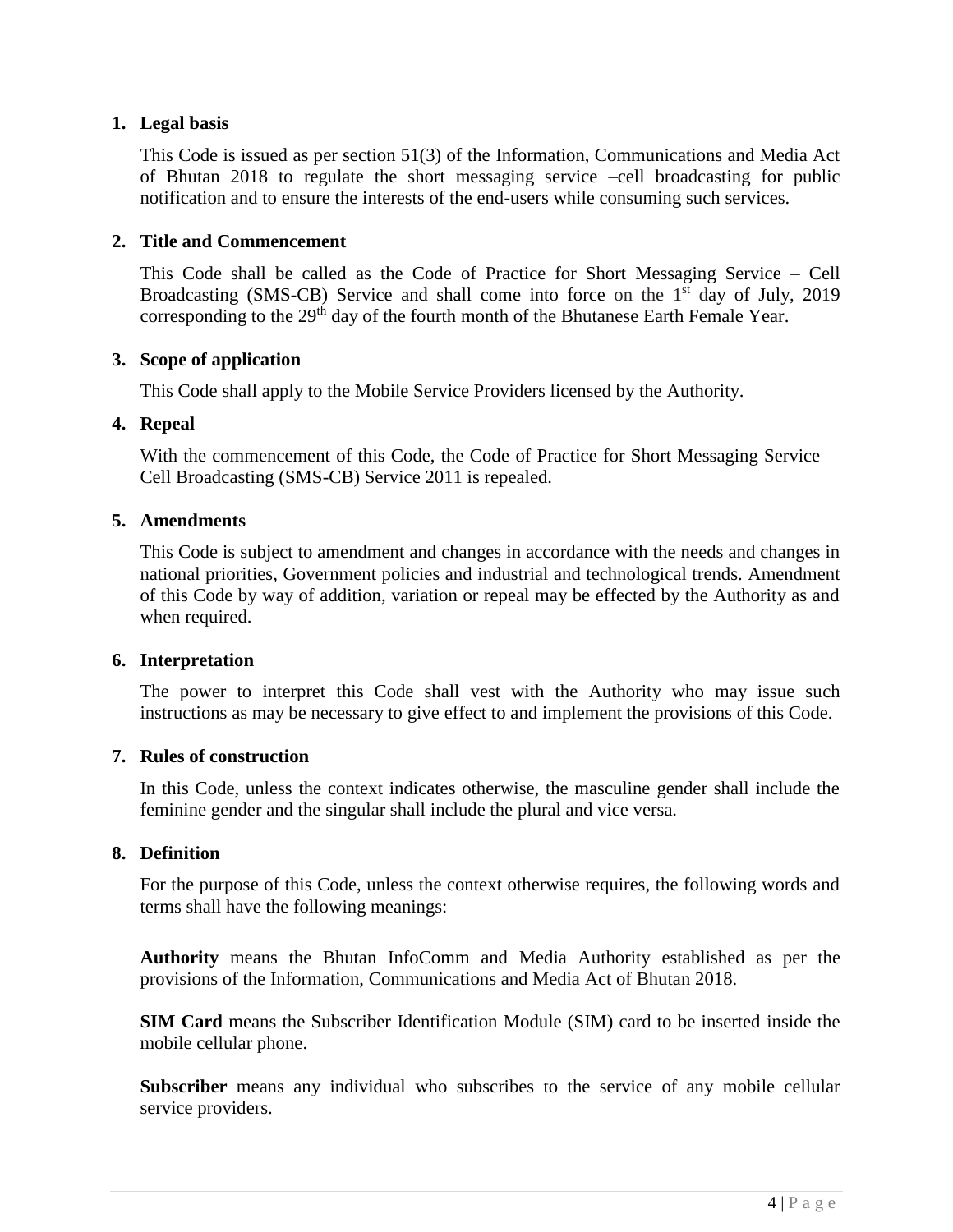## 1. Legal basis

This Code is issued as per section 51(3) of the Information, Communications and Media Act of Bhutan 2018 to regulate the short messaging service –cell broadcasting for public notification and to ensure the interests of the end-users while consuming such services.

## 2. Title and Commencement

This Code shall be called as the Code of Practice for Short Messaging Service – Cell Broadcasting (SMS-CB) Service and shall come into force on the 1st day of July, 2019 corresponding to the 29th day of the fourth month of the Bhutanese Earth Female Year.

## 3. Scope of application

This Code shall apply to the Mobile Service Providers licensed by the Authority.

## 4. Repeal

With the commencement of this Code, the Code of Practice for Short Messaging Service – Cell Broadcasting (SMS-CB) Service 2011 is repealed.

## 5. Amendments

This Code is subject to amendment and changes in accordance with the needs and changes in national priorities, Government policies and industrial and technological trends. Amendment of this Code by way of addition, variation or repeal may be effected by the Authority as and when required.

## 6. Interpretation

The power to interpret this Code shall vest with the Authority who may issue such instructions as may be necessary to give effect to and implement the provisions of this Code.

## 7. Rules of construction

In this Code, unless the context indicates otherwise, the masculine gender shall include the feminine gender and the singular shall include the plural and vice versa.

## 8. Definition

For the purpose of this Code, unless the context otherwise requires, the following words and terms shall have the following meanings:

**Authority** means the Bhutan InfoComm and Media Authority established as per the provisions of the Information, Communications and Media Act of Bhutan 2018.

**SIM Card** means the Subscriber Identification Module (SIM) card to be inserted inside the mobile cellular phone.

**Subscriber** means any individual who subscribes to the service of any mobile cellular service providers.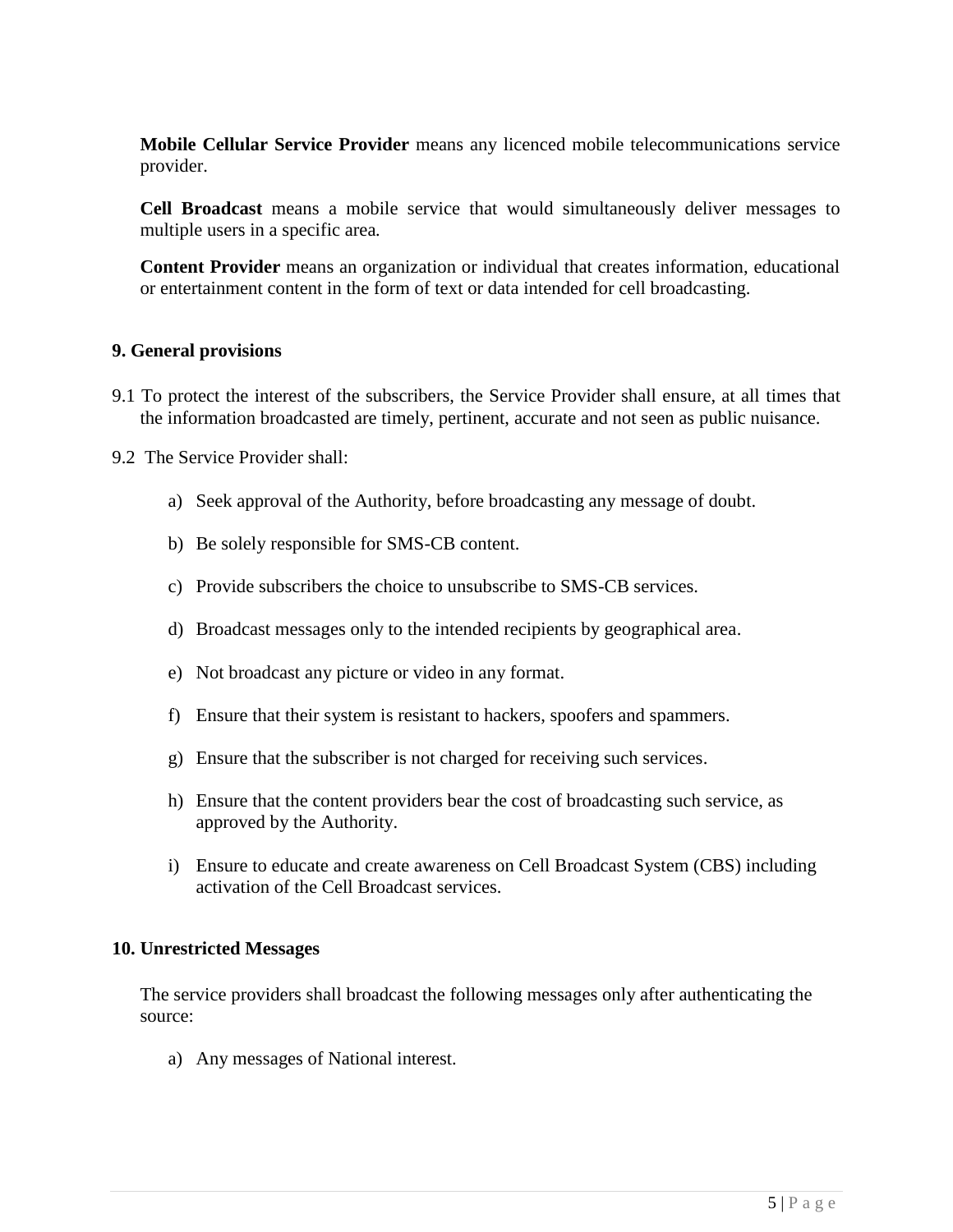**Mobile Cellular Service Provider** means any licenced mobile telecommunications service provider.

**Cell Broadcast** means a mobile service that would simultaneously deliver messages to multiple users in a specific area.

**Content Provider** means an organization or individual that creates information, educational or entertainment content in the form of text or data intended for cell broadcasting.

## 9. General provisions

9.1 To protect the interest of the subscribers, the Service Provider shall ensure, at all times that the information broadcasted are timely, pertinent, accurate and not seen as public nuisance.

9.2 The Service Provider shall:

a) Seek approval of the Authority, before broadcasting any message of doubt.

b) Be solely responsible for SMS-CB content.

c) Provide subscribers the choice to unsubscribe to SMS-CB services.

d) Broadcast messages only to the intended recipients by geographical area.

e) Not broadcast any picture or video in any format.

f) Ensure that their system is resistant to hackers, spoofers and spammers.

g) Ensure that the subscriber is not charged for receiving such services.

h) Ensure that the content providers bear the cost of broadcasting such service, as approved by the Authority.

i) Ensure to educate and create awareness on Cell Broadcast System (CBS) including activation of the Cell Broadcast services.

## 10. Unrestricted Messages

The service providers shall broadcast the following messages only after authenticating the source:

a) Any messages of National interest.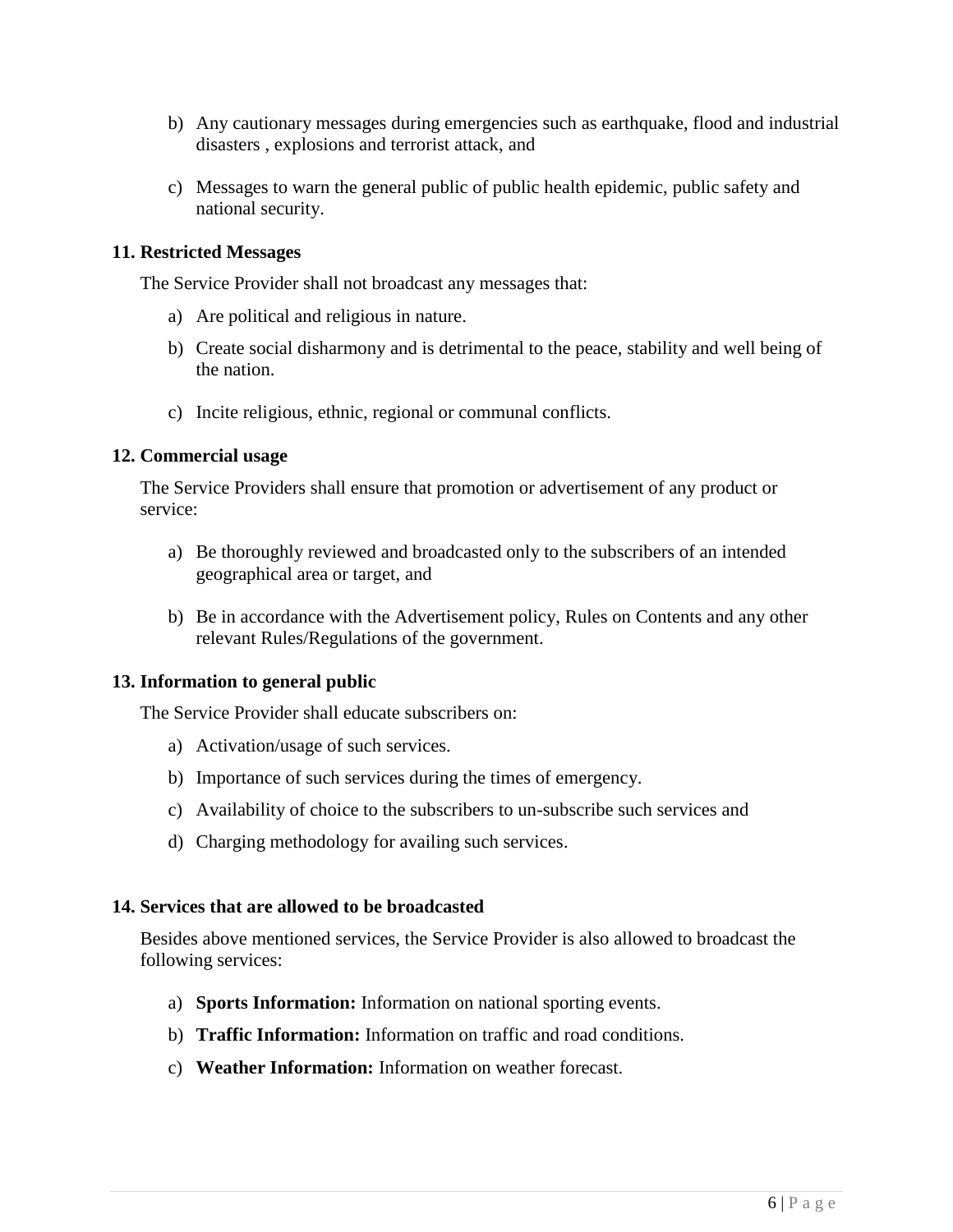b) Any cautionary messages during emergencies such as earthquake, flood and industrial disasters , explosions and terrorist attack, and

c) Messages to warn the general public of public health epidemic, public safety and national security.

**11. Restricted Messages**

The Service Provider shall not broadcast any messages that:

a) Are political and religious in nature.

b) Create social disharmony and is detrimental to the peace, stability and well being of the nation.

c) Incite religious, ethnic, regional or communal conflicts.

**12. Commercial usage**

The Service Providers shall ensure that promotion or advertisement of any product or service:

a) Be thoroughly reviewed and broadcasted only to the subscribers of an intended geographical area or target, and

b) Be in accordance with the Advertisement policy, Rules on Contents and any other relevant Rules/Regulations of the government.

**13. Information to general public**

The Service Provider shall educate subscribers on:

a) Activation/usage of such services.

b) Importance of such services during the times of emergency.

c) Availability of choice to the subscribers to un-subscribe such services and

d) Charging methodology for availing such services.

**14. Services that are allowed to be broadcasted**

Besides above mentioned services, the Service Provider is also allowed to broadcast the following services:

a) **Sports Information:** Information on national sporting events.

b) **Traffic Information:** Information on traffic and road conditions.

c) **Weather Information:** Information on weather forecast.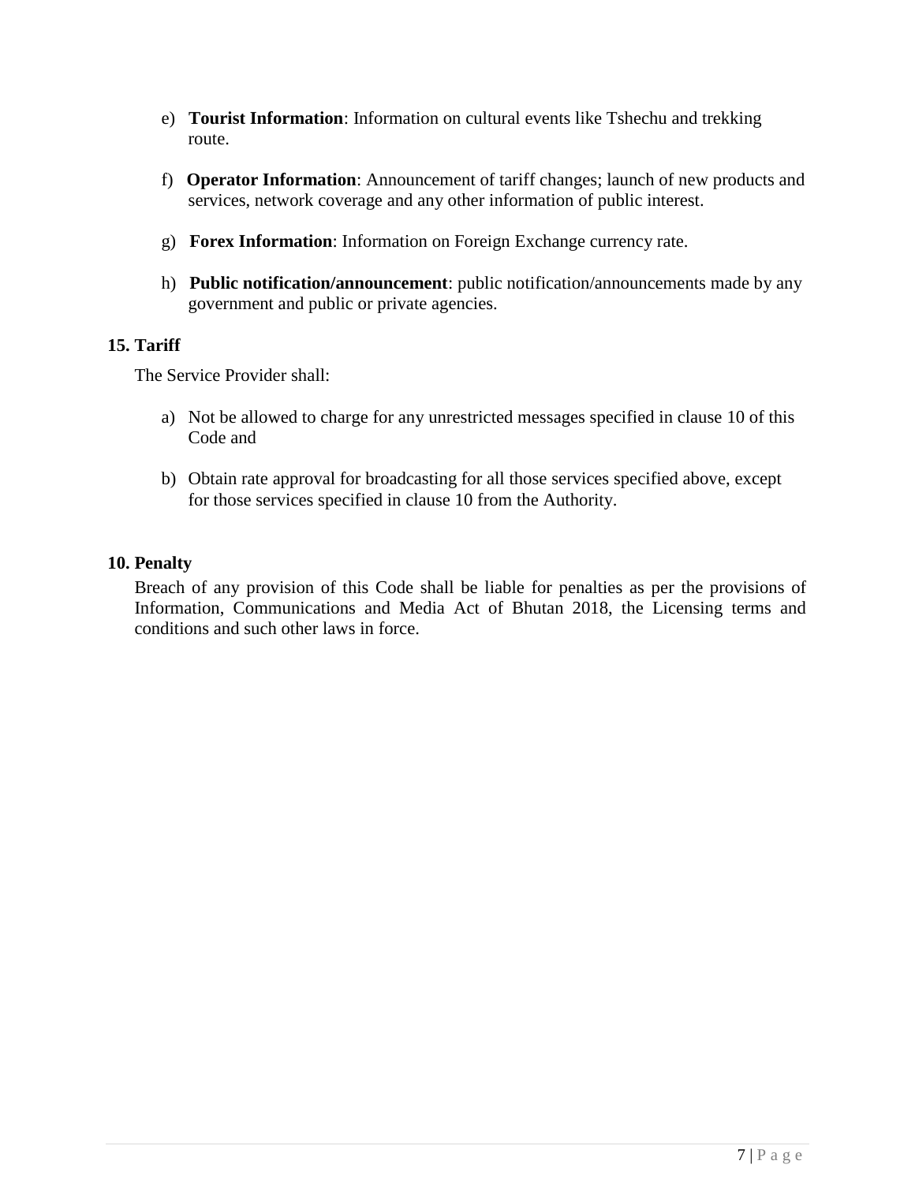e) **Tourist Information**: Information on cultural events like Tshechu and trekking route.

f) **Operator Information**: Announcement of tariff changes; launch of new products and services, network coverage and any other information of public interest.

g) **Forex Information**: Information on Foreign Exchange currency rate.

h) **Public notification/announcement**: public notification/announcements made by any government and public or private agencies.

## 15. Tariff

The Service Provider shall:

a) Not be allowed to charge for any unrestricted messages specified in clause 10 of this Code and

b) Obtain rate approval for broadcasting for all those services specified above, except for those services specified in clause 10 from the Authority.

## 10. Penalty

Breach of any provision of this Code shall be liable for penalties as per the provisions of Information, Communications and Media Act of Bhutan 2018, the Licensing terms and conditions and such other laws in force.